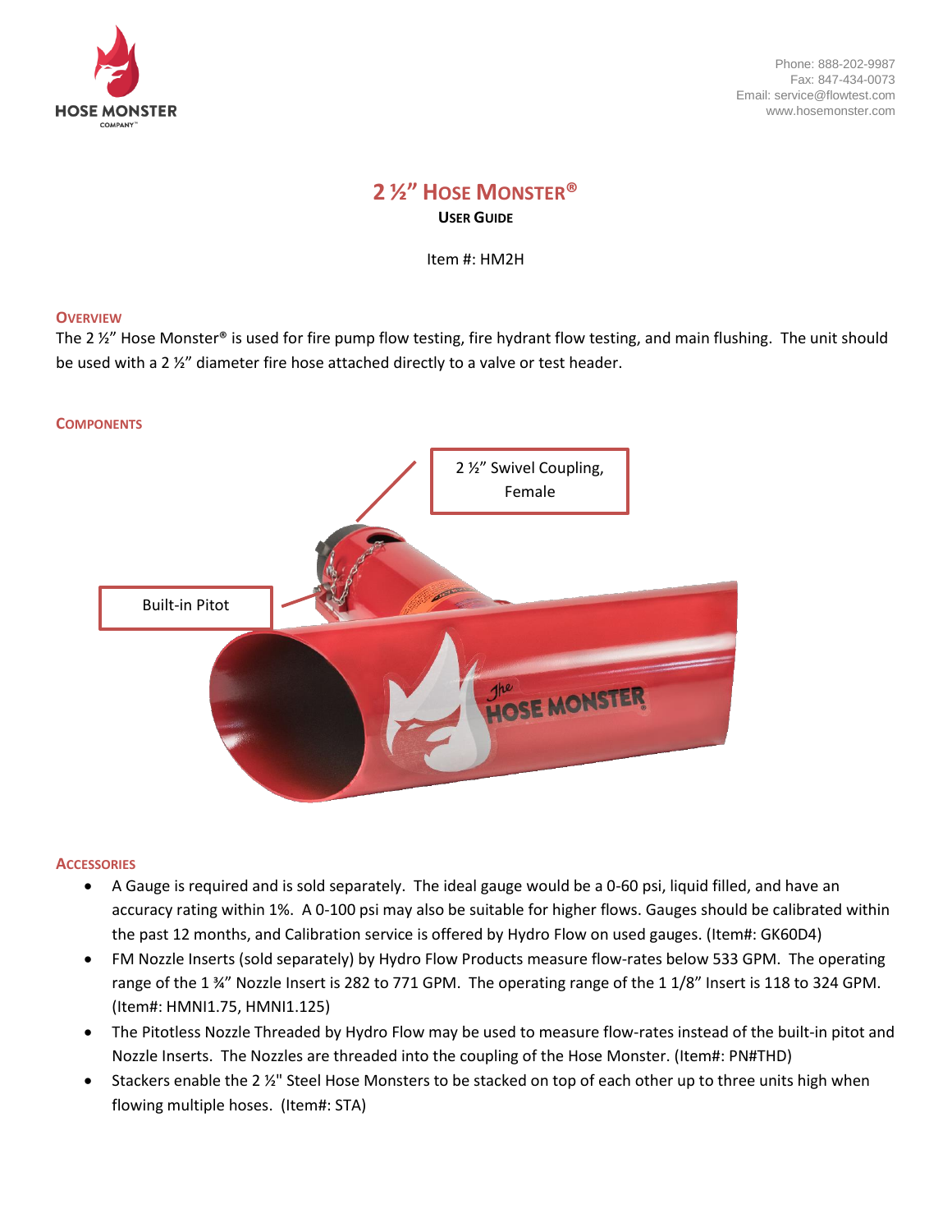HOSE MONSTER COMPANY™

Phone: 888-202-9987
Fax: 847-434-0073
Email: service@flowtest.com
www.hosemonster.com

# 2 ½" Hose Monster®

## User Guide

Item #: HM2H

### Overview

The 2 ½" Hose Monster® is used for fire pump flow testing, fire hydrant flow testing, and main flushing. The unit should be used with a 2 ½" diameter fire hose attached directly to a valve or test header.

### Components

2 ½" Swivel Coupling, Female

Built-in Pitot

### Accessories

- A Gauge is required and is sold separately. The ideal gauge would be a 0-60 psi, liquid filled, and have an accuracy rating within 1%. A 0-100 psi may also be suitable for higher flows. Gauges should be calibrated within the past 12 months, and Calibration service is offered by Hydro Flow on used gauges. (Item#: GK60D4)
- FM Nozzle Inserts (sold separately) by Hydro Flow Products measure flow-rates below 533 GPM. The operating range of the 1 ¾" Nozzle Insert is 282 to 771 GPM. The operating range of the 1 1/8" Insert is 118 to 324 GPM. (Item#: HMNI1.75, HMNI1.125)
- The Pitotless Nozzle Threaded by Hydro Flow may be used to measure flow-rates instead of the built-in pitot and Nozzle Inserts. The Nozzles are threaded into the coupling of the Hose Monster. (Item#: PN#THD)
- Stackers enable the 2 ½" Steel Hose Monsters to be stacked on top of each other up to three units high when flowing multiple hoses. (Item#: STA)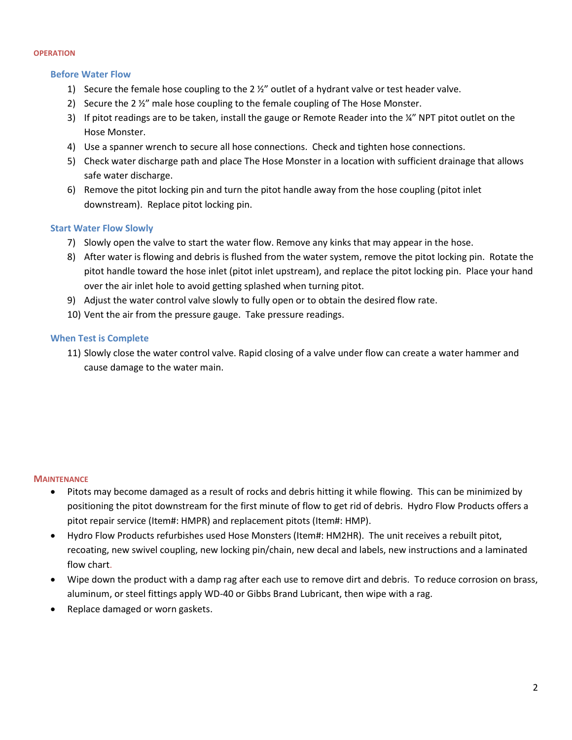## OPERATION

### Before Water Flow

1) Secure the female hose coupling to the 2 ½" outlet of a hydrant valve or test header valve.
2) Secure the 2 ½" male hose coupling to the female coupling of The Hose Monster.
3) If pitot readings are to be taken, install the gauge or Remote Reader into the ¼" NPT pitot outlet on the Hose Monster.
4) Use a spanner wrench to secure all hose connections. Check and tighten hose connections.
5) Check water discharge path and place The Hose Monster in a location with sufficient drainage that allows safe water discharge.
6) Remove the pitot locking pin and turn the pitot handle away from the hose coupling (pitot inlet downstream). Replace pitot locking pin.

### Start Water Flow Slowly

7) Slowly open the valve to start the water flow. Remove any kinks that may appear in the hose.
8) After water is flowing and debris is flushed from the water system, remove the pitot locking pin. Rotate the pitot handle toward the hose inlet (pitot inlet upstream), and replace the pitot locking pin. Place your hand over the air inlet hole to avoid getting splashed when turning pitot.
9) Adjust the water control valve slowly to fully open or to obtain the desired flow rate.
10) Vent the air from the pressure gauge. Take pressure readings.

### When Test is Complete

11) Slowly close the water control valve. Rapid closing of a valve under flow can create a water hammer and cause damage to the water main.

## MAINTENANCE

- Pitots may become damaged as a result of rocks and debris hitting it while flowing. This can be minimized by positioning the pitot downstream for the first minute of flow to get rid of debris. Hydro Flow Products offers a pitot repair service (Item#: HMPR) and replacement pitots (Item#: HMP).
- Hydro Flow Products refurbishes used Hose Monsters (Item#: HM2HR). The unit receives a rebuilt pitot, recoating, new swivel coupling, new locking pin/chain, new decal and labels, new instructions and a laminated flow chart.
- Wipe down the product with a damp rag after each use to remove dirt and debris. To reduce corrosion on brass, aluminum, or steel fittings apply WD-40 or Gibbs Brand Lubricant, then wipe with a rag.
- Replace damaged or worn gaskets.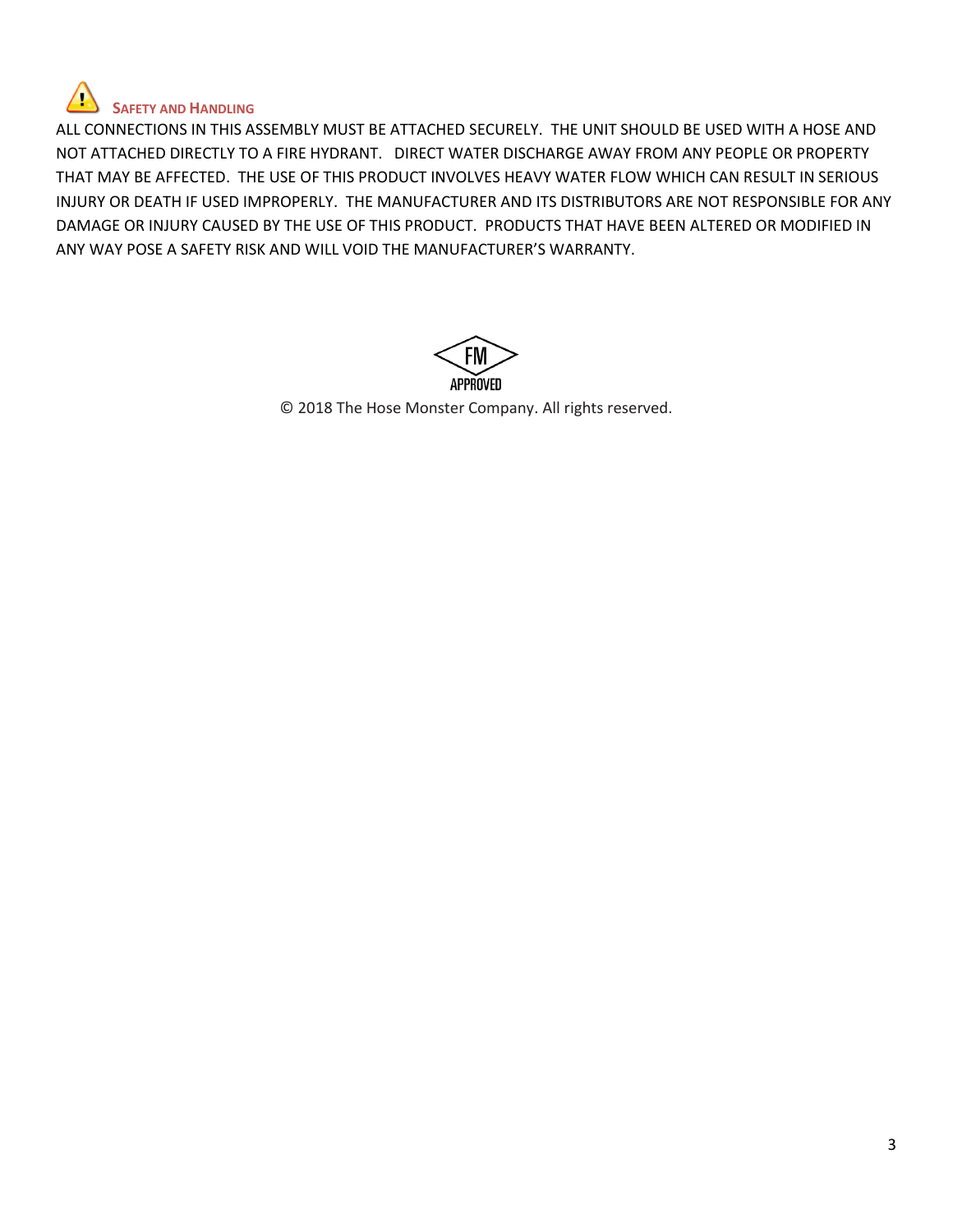## Safety and Handling

ALL CONNECTIONS IN THIS ASSEMBLY MUST BE ATTACHED SECURELY. THE UNIT SHOULD BE USED WITH A HOSE AND NOT ATTACHED DIRECTLY TO A FIRE HYDRANT. DIRECT WATER DISCHARGE AWAY FROM ANY PEOPLE OR PROPERTY THAT MAY BE AFFECTED. THE USE OF THIS PRODUCT INVOLVES HEAVY WATER FLOW WHICH CAN RESULT IN SERIOUS INJURY OR DEATH IF USED IMPROPERLY. THE MANUFACTURER AND ITS DISTRIBUTORS ARE NOT RESPONSIBLE FOR ANY DAMAGE OR INJURY CAUSED BY THE USE OF THIS PRODUCT. PRODUCTS THAT HAVE BEEN ALTERED OR MODIFIED IN ANY WAY POSE A SAFETY RISK AND WILL VOID THE MANUFACTURER'S WARRANTY.

FM APPROVED

© 2018 The Hose Monster Company. All rights reserved.